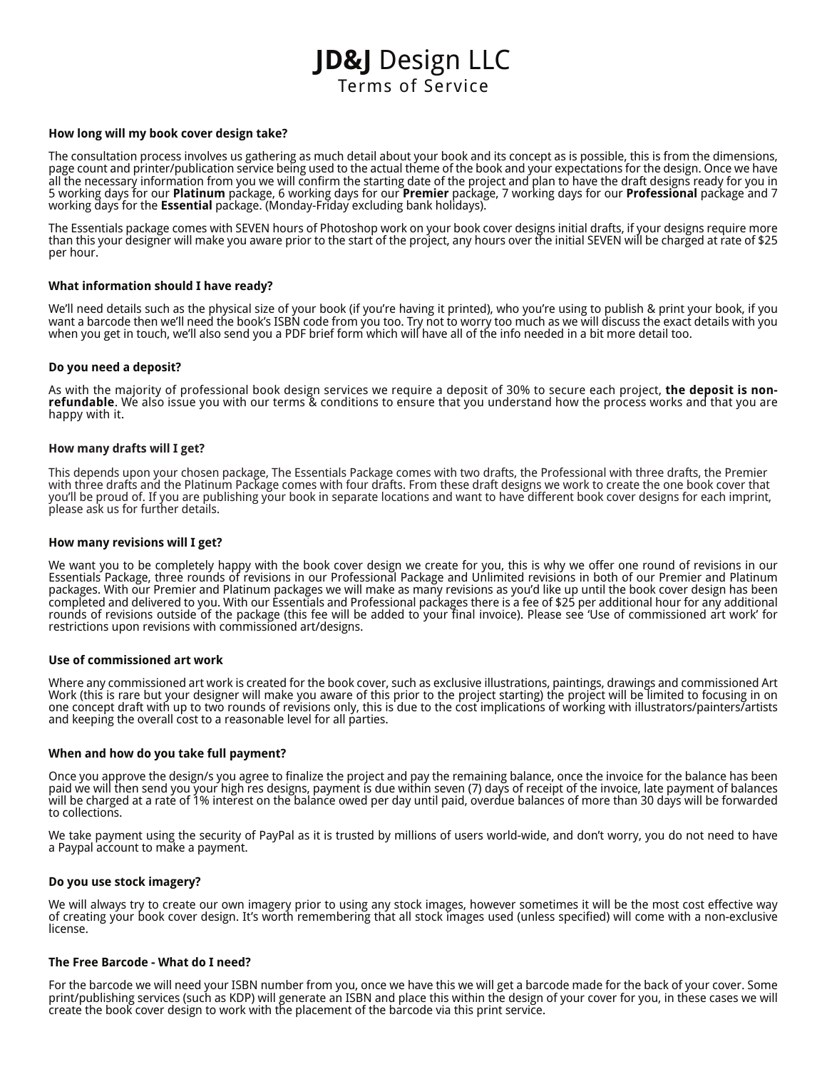# **JD&J** Design LLC

## Terms of Service

**How long will my book cover design take?**

The consultation process involves us gathering as much detail about your book and its concept as is possible, this is from the dimensions, page count and printer/publication service being used to the actual theme of the book and your expectations for the design. Once we have all the necessary information from you we will confirm the starting date of the project and plan to have the draft designs ready for you in 5 working days for our **Platinum** package, 6 working days for our **Premier** package, 7 working days for our **Professional** package and 7 working days for the **Essential** package. (Monday-Friday excluding bank holidays).

The Essentials package comes with SEVEN hours of Photoshop work on your book cover designs initial drafts, if your designs require more than this your designer will make you aware prior to the start of the project, any hours over the initial SEVEN will be charged at rate of $25 per hour.

**What information should I have ready?**

We'll need details such as the physical size of your book (if you're having it printed), who you're using to publish & print your book, if you want a barcode then we'll need the book's ISBN code from you too. Try not to worry too much as we will discuss the exact details with you when you get in touch, we'll also send you a PDF brief form which will have all of the info needed in a bit more detail too.

**Do you need a deposit?**

As with the majority of professional book design services we require a deposit of 30% to secure each project, **the deposit is non-refundable**. We also issue you with our terms & conditions to ensure that you understand how the process works and that you are happy with it.

**How many drafts will I get?**

This depends upon your chosen package, The Essentials Package comes with two drafts, the Professional with three drafts, the Premier with three drafts and the Platinum Package comes with four drafts. From these draft designs we work to create the one book cover that you'll be proud of. If you are publishing your book in separate locations and want to have different book cover designs for each imprint, please ask us for further details.

**How many revisions will I get?**

We want you to be completely happy with the book cover design we create for you, this is why we offer one round of revisions in our Essentials Package, three rounds of revisions in our Professional Package and Unlimited revisions in both of our Premier and Platinum packages. With our Premier and Platinum packages we will make as many revisions as you'd like up until the book cover design has been completed and delivered to you. With our Essentials and Professional packages there is a fee of $25 per additional hour for any additional rounds of revisions outside of the package (this fee will be added to your final invoice). Please see 'Use of commissioned art work' for restrictions upon revisions with commissioned art/designs.

**Use of commissioned art work**

Where any commissioned art work is created for the book cover, such as exclusive illustrations, paintings, drawings and commissioned Art Work (this is rare but your designer will make you aware of this prior to the project starting) the project will be limited to focusing in on one concept draft with up to two rounds of revisions only, this is due to the cost implications of working with illustrators/painters/artists and keeping the overall cost to a reasonable level for all parties.

**When and how do you take full payment?**

Once you approve the design/s you agree to finalize the project and pay the remaining balance, once the invoice for the balance has been paid we will then send you your high res designs, payment is due within seven (7) days of receipt of the invoice, late payment of balances will be charged at a rate of 1% interest on the balance owed per day until paid, overdue balances of more than 30 days will be forwarded to collections.

We take payment using the security of PayPal as it is trusted by millions of users world-wide, and don't worry, you do not need to have a Paypal account to make a payment.

**Do you use stock imagery?**

We will always try to create our own imagery prior to using any stock images, however sometimes it will be the most cost effective way of creating your book cover design. It's worth remembering that all stock images used (unless specified) will come with a non-exclusive license.

**The Free Barcode - What do I need?**

For the barcode we will need your ISBN number from you, once we have this we will get a barcode made for the back of your cover. Some print/publishing services (such as KDP) will generate an ISBN and place this within the design of your cover for you, in these cases we will create the book cover design to work with the placement of the barcode via this print service.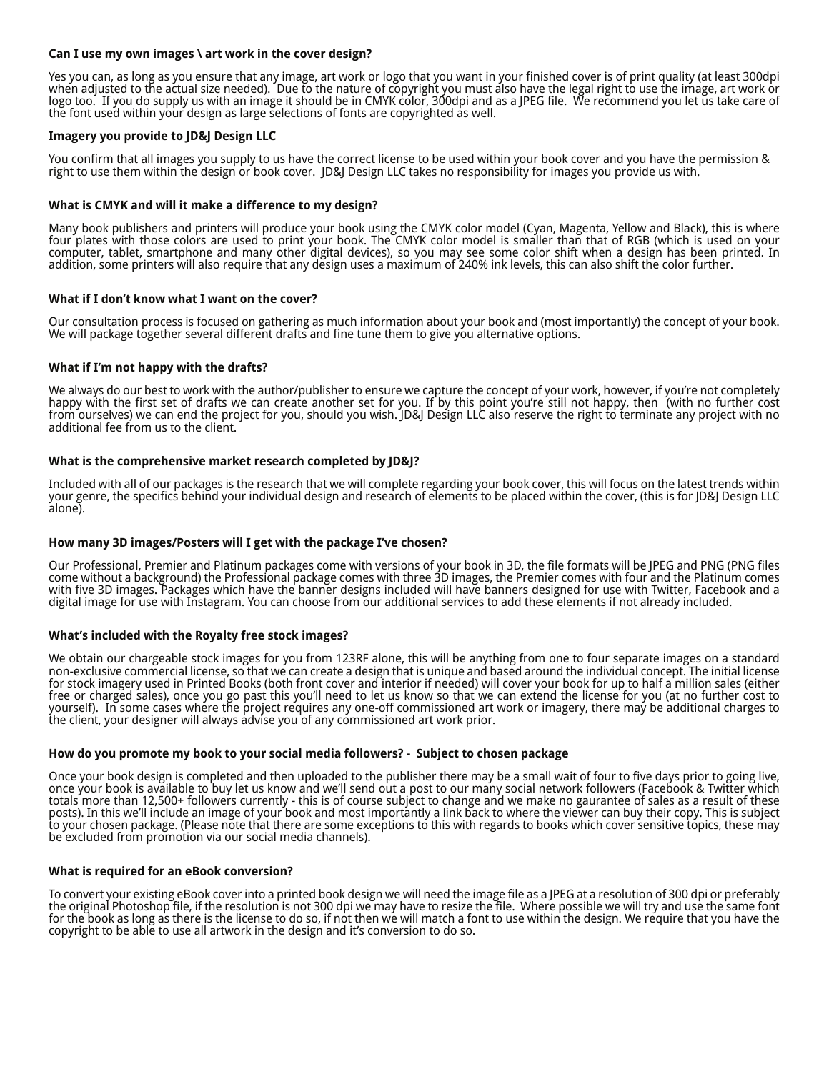**Can I use my own images \ art work in the cover design?**

Yes you can, as long as you ensure that any image, art work or logo that you want in your finished cover is of print quality (at least 300dpi when adjusted to the actual size needed). Due to the nature of copyright you must also have the legal right to use the image, art work or logo too. If you do supply us with an image it should be in CMYK color, 300dpi and as a JPEG file. We recommend you let us take care of the font used within your design as large selections of fonts are copyrighted as well.

**Imagery you provide to JD&J Design LLC**

You confirm that all images you supply to us have the correct license to be used within your book cover and you have the permission & right to use them within the design or book cover. JD&J Design LLC takes no responsibility for images you provide us with.

**What is CMYK and will it make a difference to my design?**

Many book publishers and printers will produce your book using the CMYK color model (Cyan, Magenta, Yellow and Black), this is where four plates with those colors are used to print your book. The CMYK color model is smaller than that of RGB (which is used on your computer, tablet, smartphone and many other digital devices), so you may see some color shift when a design has been printed. In addition, some printers will also require that any design uses a maximum of 240% ink levels, this can also shift the color further.

**What if I don't know what I want on the cover?**

Our consultation process is focused on gathering as much information about your book and (most importantly) the concept of your book. We will package together several different drafts and fine tune them to give you alternative options.

**What if I'm not happy with the drafts?**

We always do our best to work with the author/publisher to ensure we capture the concept of your work, however, if you're not completely happy with the first set of drafts we can create another set for you. If by this point you're still not happy, then (with no further cost from ourselves) we can end the project for you, should you wish. JD&J Design LLC also reserve the right to terminate any project with no additional fee from us to the client.

**What is the comprehensive market research completed by JD&J?**

Included with all of our packages is the research that we will complete regarding your book cover, this will focus on the latest trends within your genre, the specifics behind your individual design and research of elements to be placed within the cover, (this is for JD&J Design LLC alone).

**How many 3D images/Posters will I get with the package I've chosen?**

Our Professional, Premier and Platinum packages come with versions of your book in 3D, the file formats will be JPEG and PNG (PNG files come without a background) the Professional package comes with three 3D images, the Premier comes with four and the Platinum comes with five 3D images. Packages which have the banner designs included will have banners designed for use with Twitter, Facebook and a digital image for use with Instagram. You can choose from our additional services to add these elements if not already included.

**What's included with the Royalty free stock images?**

We obtain our chargeable stock images for you from 123RF alone, this will be anything from one to four separate images on a standard non-exclusive commercial license, so that we can create a design that is unique and based around the individual concept. The initial license for stock imagery used in Printed Books (both front cover and interior if needed) will cover your book for up to half a million sales (either free or charged sales), once you go past this you'll need to let us know so that we can extend the license for you (at no further cost to yourself). In some cases where the project requires any one-off commissioned art work or imagery, there may be additional charges to the client, your designer will always advise you of any commissioned art work prior.

**How do you promote my book to your social media followers? - Subject to chosen package**

Once your book design is completed and then uploaded to the publisher there may be a small wait of four to five days prior to going live, once your book is available to buy let us know and we'll send out a post to our many social network followers (Facebook & Twitter which totals more than 12,500+ followers currently - this is of course subject to change and we make no gaurantee of sales as a result of these posts). In this we'll include an image of your book and most importantly a link back to where the viewer can buy their copy. This is subject to your chosen package. (Please note that there are some exceptions to this with regards to books which cover sensitive topics, these may be excluded from promotion via our social media channels).

**What is required for an eBook conversion?**

To convert your existing eBook cover into a printed book design we will need the image file as a JPEG at a resolution of 300 dpi or preferably the original Photoshop file, if the resolution is not 300 dpi we may have to resize the file. Where possible we will try and use the same font for the book as long as there is the license to do so, if not then we will match a font to use within the design. We require that you have the copyright to be able to use all artwork in the design and it's conversion to do so.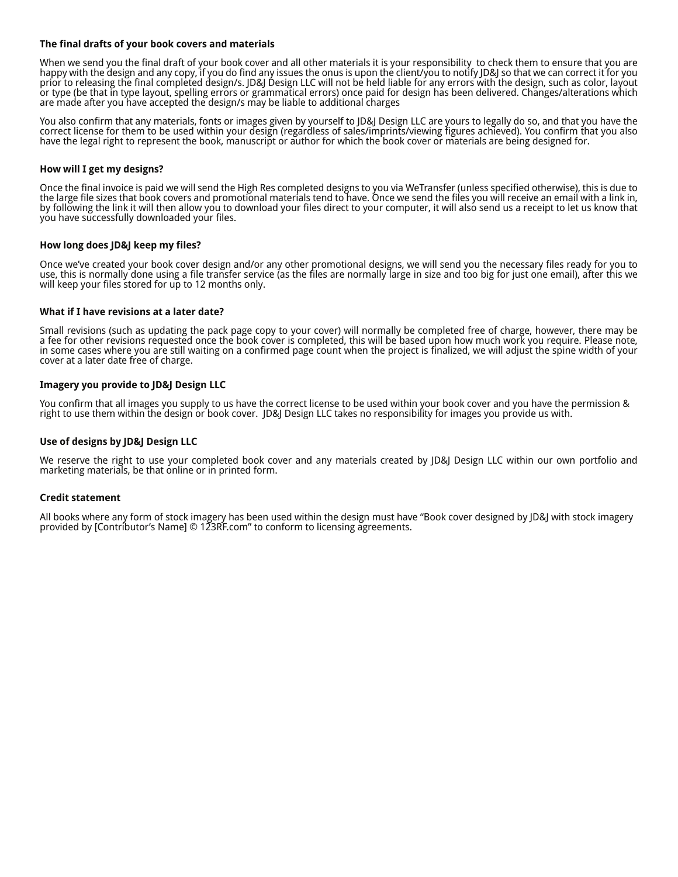**The final drafts of your book covers and materials**

When we send you the final draft of your book cover and all other materials it is your responsibility  to check them to ensure that you are happy with the design and any copy, if you do find any issues the onus is upon the client/you to notify JD&J so that we can correct it for you prior to releasing the final completed design/s. JD&J Design LLC will not be held liable for any errors with the design, such as color, layout or type (be that in type layout, spelling errors or grammatical errors) once paid for design has been delivered. Changes/alterations which are made after you have accepted the design/s may be liable to additional charges

You also confirm that any materials, fonts or images given by yourself to JD&J Design LLC are yours to legally do so, and that you have the correct license for them to be used within your design (regardless of sales/imprints/viewing figures achieved). You confirm that you also have the legal right to represent the book, manuscript or author for which the book cover or materials are being designed for.

**How will I get my designs?**

Once the final invoice is paid we will send the High Res completed designs to you via WeTransfer (unless specified otherwise), this is due to the large file sizes that book covers and promotional materials tend to have. Once we send the files you will receive an email with a link in, by following the link it will then allow you to download your files direct to your computer, it will also send us a receipt to let us know that you have successfully downloaded your files.

**How long does JD&J keep my files?**

Once we've created your book cover design and/or any other promotional designs, we will send you the necessary files ready for you to use, this is normally done using a file transfer service (as the files are normally large in size and too big for just one email), after this we will keep your files stored for up to 12 months only.

**What if I have revisions at a later date?**

Small revisions (such as updating the pack page copy to your cover) will normally be completed free of charge, however, there may be a fee for other revisions requested once the book cover is completed, this will be based upon how much work you require. Please note, in some cases where you are still waiting on a confirmed page count when the project is finalized, we will adjust the spine width of your cover at a later date free of charge.

**Imagery you provide to JD&J Design LLC**

You confirm that all images you supply to us have the correct license to be used within your book cover and you have the permission & right to use them within the design or book cover.  JD&J Design LLC takes no responsibility for images you provide us with.

**Use of designs by JD&J Design LLC**

We reserve the right to use your completed book cover and any materials created by JD&J Design LLC within our own portfolio and marketing materials, be that online or in printed form.

**Credit statement**

All books where any form of stock imagery has been used within the design must have "Book cover designed by JD&J with stock imagery provided by [Contributor's Name] © 123RF.com" to conform to licensing agreements.